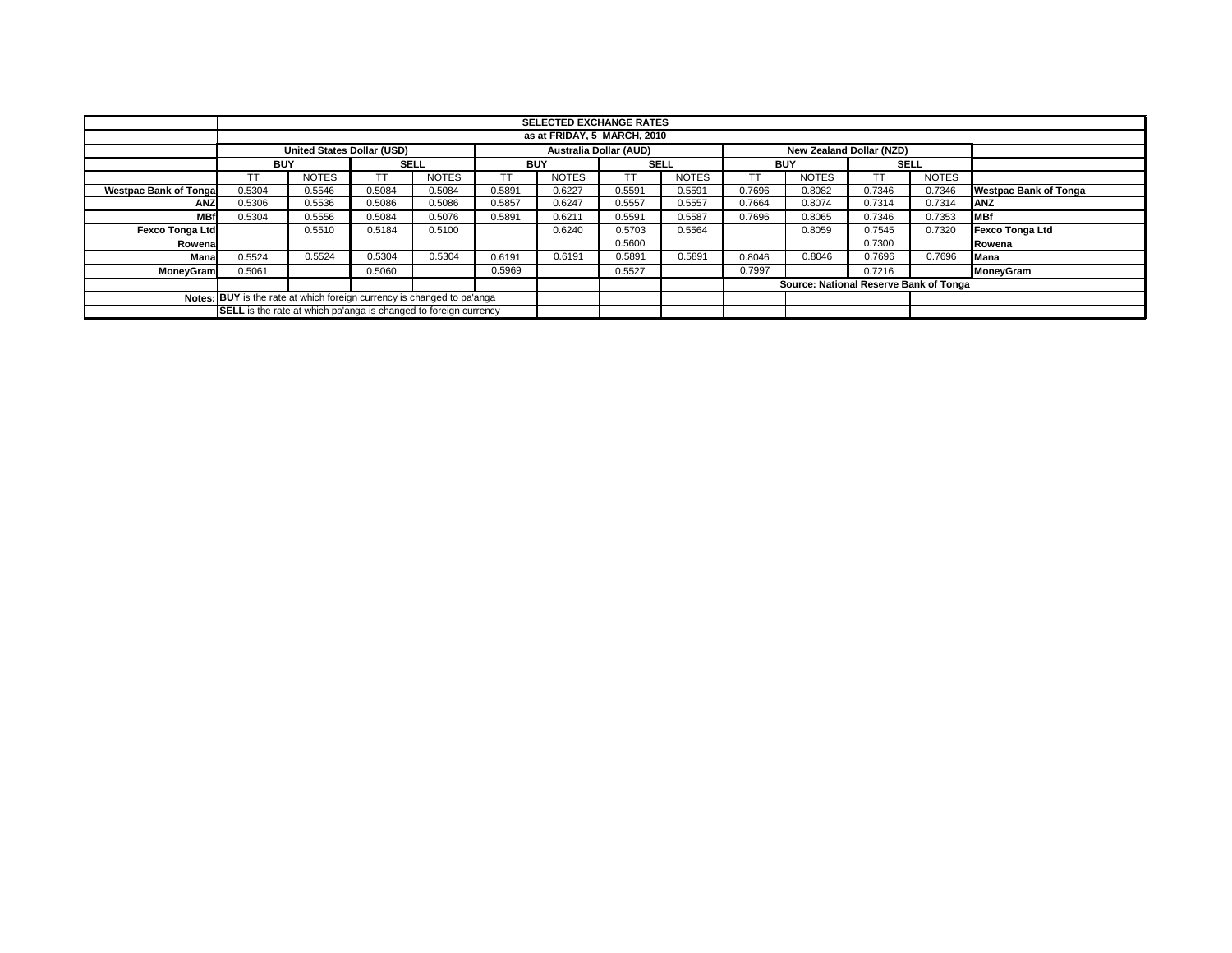| | SELECTED EXCHANGE RATES | | | | | | | | | | | | |
|---|---|---|---|---|---|---|---|---|---|---|---|---|---|
| | as at FRIDAY, 5 MARCH, 2010 | | | | | | | | | | | | |
| | United States Dollar (USD) | | | | Australia Dollar (AUD) | | | | New Zealand Dollar (NZD) | | | | |
| | BUY | | SELL | | BUY | | SELL | | BUY | | SELL | | |
| | TT | NOTES | TT | NOTES | TT | NOTES | TT | NOTES | TT | NOTES | TT | NOTES | |
| **Westpac Bank of Tonga** | 0.5304 | 0.5546 | 0.5084 | 0.5084 | 0.5891 | 0.6227 | 0.5591 | 0.5591 | 0.7696 | 0.8082 | 0.7346 | 0.7346 | **Westpac Bank of Tonga** |
| **ANZ** | 0.5306 | 0.5536 | 0.5086 | 0.5086 | 0.5857 | 0.6247 | 0.5557 | 0.5557 | 0.7664 | 0.8074 | 0.7314 | 0.7314 | **ANZ** |
| **MBf** | 0.5304 | 0.5556 | 0.5084 | 0.5076 | 0.5891 | 0.6211 | 0.5591 | 0.5587 | 0.7696 | 0.8065 | 0.7346 | 0.7353 | **MBf** |
| **Fexco Tonga Ltd** | | 0.5510 | 0.5184 | 0.5100 | | 0.6240 | 0.5703 | 0.5564 | | 0.8059 | 0.7545 | 0.7320 | **Fexco Tonga Ltd** |
| **Rowena** | | | | | | | 0.5600 | | | | 0.7300 | | **Rowena** |
| **Mana** | 0.5524 | 0.5524 | 0.5304 | 0.5304 | 0.6191 | 0.6191 | 0.5891 | 0.5891 | 0.8046 | 0.8046 | 0.7696 | 0.7696 | **Mana** |
| **MoneyGram** | 0.5061 | | 0.5060 | | 0.5969 | | 0.5527 | | 0.7997 | | 0.7216 | | **MoneyGram** |
| | | | | | | | | | **Source: National Reserve Bank of Tonga** | | | | |
| **Notes:** | **BUY** is the rate at which foreign currency is changed to pa'anga | | | | | | | | | | | | |
| | **SELL** is the rate at which pa'anga is changed to foreign currency | | | | | | | | | | | | |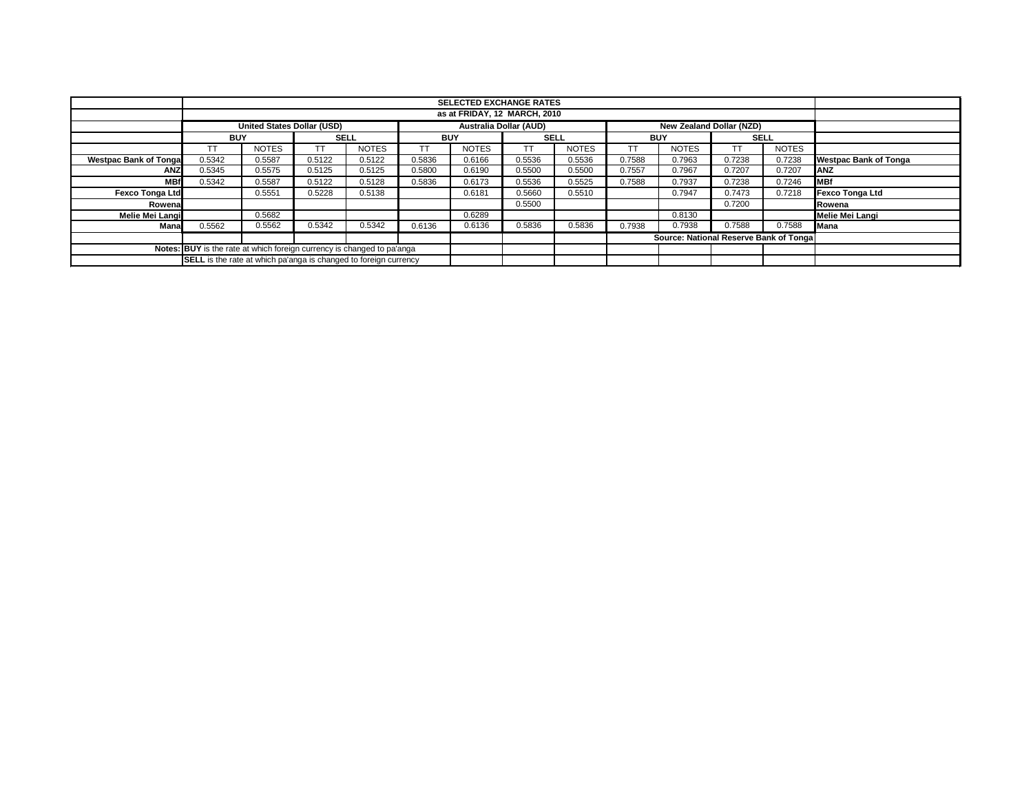| | SELECTED EXCHANGE RATES | | | | | | | | | | | | |
|---|---|---|---|---|---|---|---|---|---|---|---|---|---|
| | as at FRIDAY, 12 MARCH, 2010 | | | | | | | | | | | | |
| | United States Dollar (USD) | | | | Australia Dollar (AUD) | | | | New Zealand Dollar (NZD) | | | | |
| | BUY | | SELL | | BUY | | SELL | | BUY | | SELL | | |
| | TT | NOTES | TT | NOTES | TT | NOTES | TT | NOTES | TT | NOTES | TT | NOTES | |
| Westpac Bank of Tonga | 0.5342 | 0.5587 | 0.5122 | 0.5122 | 0.5836 | 0.6166 | 0.5536 | 0.5536 | 0.7588 | 0.7963 | 0.7238 | 0.7238 | Westpac Bank of Tonga |
| ANZ | 0.5345 | 0.5575 | 0.5125 | 0.5125 | 0.5800 | 0.6190 | 0.5500 | 0.5500 | 0.7557 | 0.7967 | 0.7207 | 0.7207 | ANZ |
| MBf | 0.5342 | 0.5587 | 0.5122 | 0.5128 | 0.5836 | 0.6173 | 0.5536 | 0.5525 | 0.7588 | 0.7937 | 0.7238 | 0.7246 | MBf |
| Fexco Tonga Ltd | | 0.5551 | 0.5228 | 0.5138 | | 0.6181 | 0.5660 | 0.5510 | | 0.7947 | 0.7473 | 0.7218 | Fexco Tonga Ltd |
| Rowena | | | | | | | 0.5500 | | | | 0.7200 | | Rowena |
| Melie Mei Langi | | 0.5682 | | | | 0.6289 | | | | 0.8130 | | | Melie Mei Langi |
| Mana | 0.5562 | 0.5562 | 0.5342 | 0.5342 | 0.6136 | 0.6136 | 0.5836 | 0.5836 | 0.7938 | 0.7938 | 0.7588 | 0.7588 | Mana |
| | | | | | | | | | Source: National Reserve Bank of Tonga | | | | |
| Notes: | **BUY** is the rate at which foreign currency is changed to pa'anga | | | | | | | | | | | | |
| | **SELL** is the rate at which pa'anga is changed to foreign currency | | | | | | | | | | | | |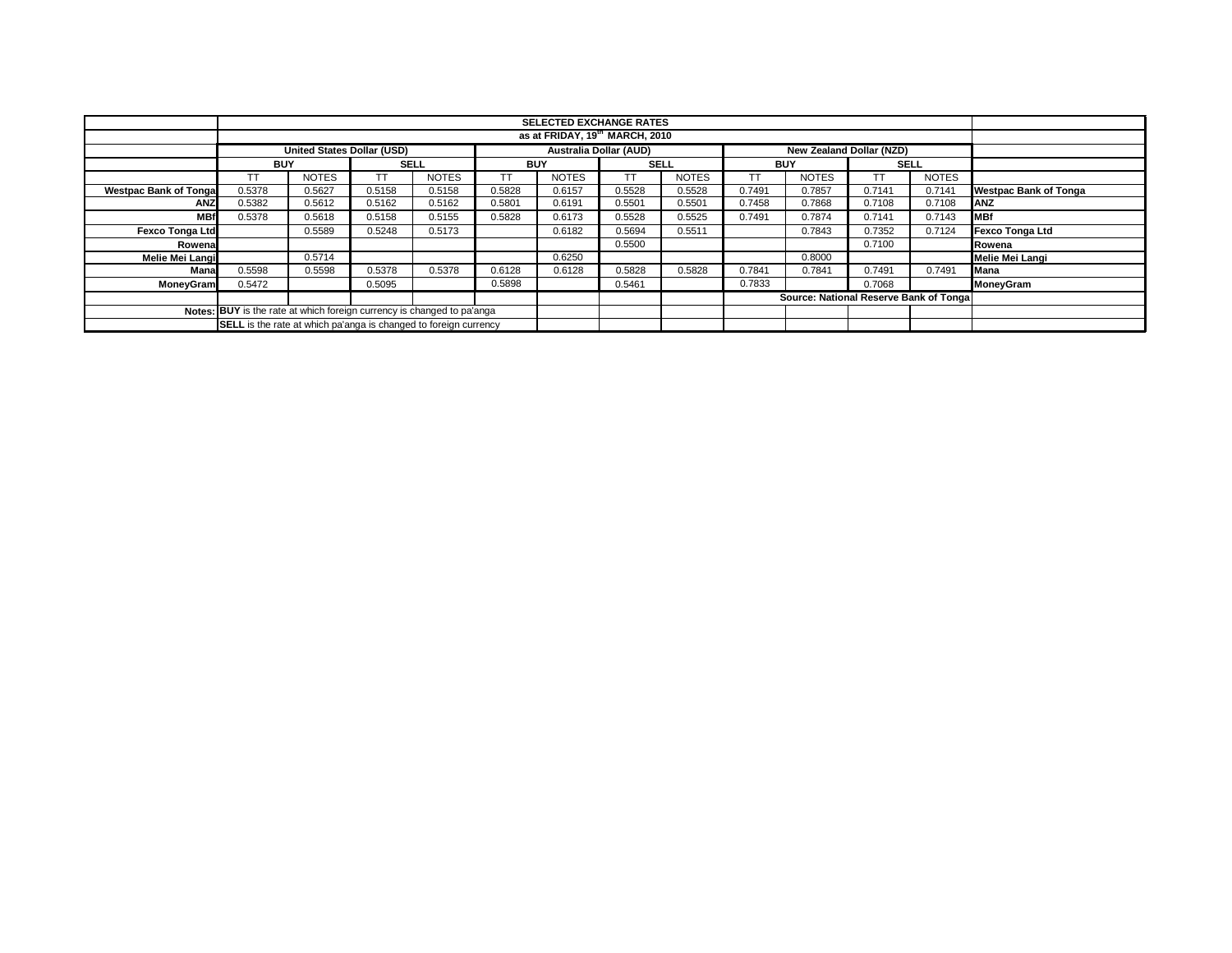| | SELECTED EXCHANGE RATES | | | | | | | | | | | | |
|---|---|---|---|---|---|---|---|---|---|---|---|---|---|
| | as at FRIDAY, 19th MARCH, 2010 | | | | | | | | | | | | |
| | United States Dollar (USD) | | | | Australia Dollar (AUD) | | | | New Zealand Dollar (NZD) | | | | |
| | BUY | | SELL | | BUY | | SELL | | BUY | | SELL | | |
| | TT | NOTES | TT | NOTES | TT | NOTES | TT | NOTES | TT | NOTES | TT | NOTES | |
| **Westpac Bank of Tonga** | 0.5378 | 0.5627 | 0.5158 | 0.5158 | 0.5828 | 0.6157 | 0.5528 | 0.5528 | 0.7491 | 0.7857 | 0.7141 | 0.7141 | **Westpac Bank of Tonga** |
| **ANZ** | 0.5382 | 0.5612 | 0.5162 | 0.5162 | 0.5801 | 0.6191 | 0.5501 | 0.5501 | 0.7458 | 0.7868 | 0.7108 | 0.7108 | **ANZ** |
| **MBf** | 0.5378 | 0.5618 | 0.5158 | 0.5155 | 0.5828 | 0.6173 | 0.5528 | 0.5525 | 0.7491 | 0.7874 | 0.7141 | 0.7143 | **MBf** |
| **Fexco Tonga Ltd** | | 0.5589 | 0.5248 | 0.5173 | | 0.6182 | 0.5694 | 0.5511 | | 0.7843 | 0.7352 | 0.7124 | **Fexco Tonga Ltd** |
| **Rowena** | | | | | | | 0.5500 | | | | 0.7100 | | **Rowena** |
| **Melie Mei Langi** | | 0.5714 | | | | 0.6250 | | | | 0.8000 | | | **Melie Mei Langi** |
| **Mana** | 0.5598 | 0.5598 | 0.5378 | 0.5378 | 0.6128 | 0.6128 | 0.5828 | 0.5828 | 0.7841 | 0.7841 | 0.7491 | 0.7491 | **Mana** |
| **MoneyGram** | 0.5472 | | 0.5095 | | 0.5898 | | 0.5461 | | 0.7833 | | 0.7068 | | **MoneyGram** |
| | | | | | | | | | Source: National Reserve Bank of Tonga | | | | |
| **Notes:** | **BUY** is the rate at which foreign currency is changed to pa'anga | | | | | | | | | | | | |
| | **SELL** is the rate at which pa'anga is changed to foreign currency | | | | | | | | | | | | |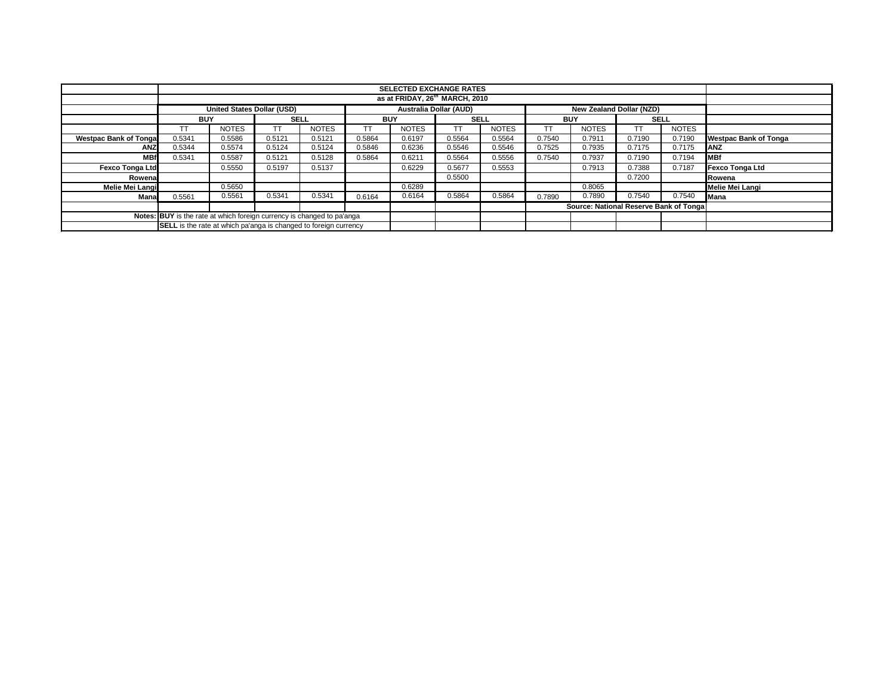| | SELECTED EXCHANGE RATES | | | | | | | | | | | | |
|---|---|---|---|---|---|---|---|---|---|---|---|---|---|
| | as at FRIDAY, 26th MARCH, 2010 | | | | | | | | | | | | |
| | United States Dollar (USD) | | | | Australia Dollar (AUD) | | | | New Zealand Dollar (NZD) | | | | |
| | BUY | | SELL | | BUY | | SELL | | BUY | | SELL | | |
| | TT | NOTES | TT | NOTES | TT | NOTES | TT | NOTES | TT | NOTES | TT | NOTES | |
| Westpac Bank of Tonga | 0.5341 | 0.5586 | 0.5121 | 0.5121 | 0.5864 | 0.6197 | 0.5564 | 0.5564 | 0.7540 | 0.7911 | 0.7190 | 0.7190 | Westpac Bank of Tonga |
| ANZ | 0.5344 | 0.5574 | 0.5124 | 0.5124 | 0.5846 | 0.6236 | 0.5546 | 0.5546 | 0.7525 | 0.7935 | 0.7175 | 0.7175 | ANZ |
| MBf | 0.5341 | 0.5587 | 0.5121 | 0.5128 | 0.5864 | 0.6211 | 0.5564 | 0.5556 | 0.7540 | 0.7937 | 0.7190 | 0.7194 | MBf |
| Fexco Tonga Ltd | | 0.5550 | 0.5197 | 0.5137 | | 0.6229 | 0.5677 | 0.5553 | | 0.7913 | 0.7388 | 0.7187 | Fexco Tonga Ltd |
| Rowena | | | | | | | 0.5500 | | | | 0.7200 | | Rowena |
| Melie Mei Langi | | 0.5650 | | | | 0.6289 | | | | 0.8065 | | | Melie Mei Langi |
| Mana | 0.5561 | 0.5561 | 0.5341 | 0.5341 | 0.6164 | 0.6164 | 0.5864 | 0.5864 | 0.7890 | 0.7890 | 0.7540 | 0.7540 | Mana |
| | | | | | | | | | Source: National Reserve Bank of Tonga | | | | |
| Notes: | **BUY** is the rate at which foreign currency is changed to pa'anga | | | | | | | | | | | | |
| | **SELL** is the rate at which pa'anga is changed to foreign currency | | | | | | | | | | | | |